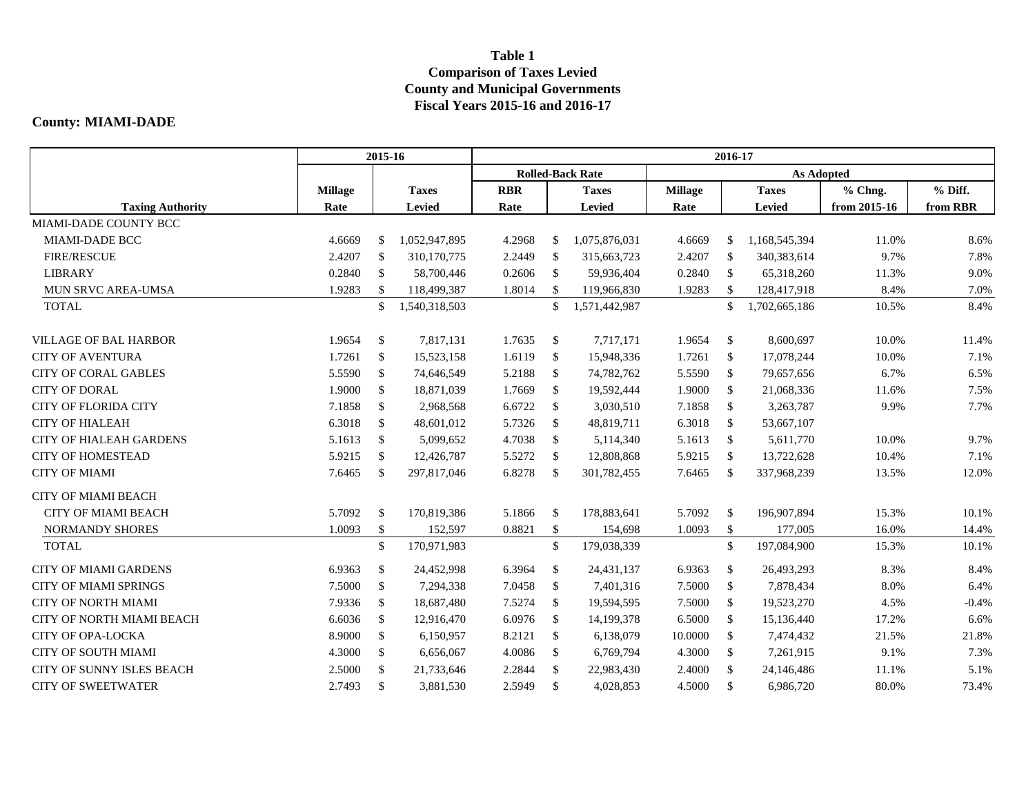**Table 1**
**Comparison of Taxes Levied**
**County and Municipal Governments**
**Fiscal Years 2015-16 and 2016-17**

**County: MIAMI-DADE**

| | 2015-16 | | 2016-17 | | | | | |
|---|---|---|---|---|---|---|---|---|
| | | | Rolled-Back Rate | | As Adopted | | | |
| Taxing Authority | Millage Rate | Taxes Levied | RBR Rate | Taxes Levied | Millage Rate | Taxes Levied | % Chng. from 2015-16 | % Diff. from RBR |
| MIAMI-DADE COUNTY BCC | | | | | | | | |
| MIAMI-DADE BCC | 4.6669 | $ 1,052,947,895 | 4.2968 | $ 1,075,876,031 | 4.6669 | $ 1,168,545,394 | 11.0% | 8.6% |
| FIRE/RESCUE | 2.4207 | $ 310,170,775 | 2.2449 | $ 315,663,723 | 2.4207 | $ 340,383,614 | 9.7% | 7.8% |
| LIBRARY | 0.2840 | $ 58,700,446 | 0.2606 | $ 59,936,404 | 0.2840 | $ 65,318,260 | 11.3% | 9.0% |
| MUN SRVC AREA-UMSA | 1.9283 | $ 118,499,387 | 1.8014 | $ 119,966,830 | 1.9283 | $ 128,417,918 | 8.4% | 7.0% |
| TOTAL | | $ 1,540,318,503 | | $ 1,571,442,987 | | $ 1,702,665,186 | 10.5% | 8.4% |
| VILLAGE OF BAL HARBOR | 1.9654 | $ 7,817,131 | 1.7635 | $ 7,717,171 | 1.9654 | $ 8,600,697 | 10.0% | 11.4% |
| CITY OF AVENTURA | 1.7261 | $ 15,523,158 | 1.6119 | $ 15,948,336 | 1.7261 | $ 17,078,244 | 10.0% | 7.1% |
| CITY OF CORAL GABLES | 5.5590 | $ 74,646,549 | 5.2188 | $ 74,782,762 | 5.5590 | $ 79,657,656 | 6.7% | 6.5% |
| CITY OF DORAL | 1.9000 | $ 18,871,039 | 1.7669 | $ 19,592,444 | 1.9000 | $ 21,068,336 | 11.6% | 7.5% |
| CITY OF FLORIDA CITY | 7.1858 | $ 2,968,568 | 6.6722 | $ 3,030,510 | 7.1858 | $ 3,263,787 | 9.9% | 7.7% |
| CITY OF HIALEAH | 6.3018 | $ 48,601,012 | 5.7326 | $ 48,819,711 | 6.3018 | $ 53,667,107 | | |
| CITY OF HIALEAH GARDENS | 5.1613 | $ 5,099,652 | 4.7038 | $ 5,114,340 | 5.1613 | $ 5,611,770 | 10.0% | 9.7% |
| CITY OF HOMESTEAD | 5.9215 | $ 12,426,787 | 5.5272 | $ 12,808,868 | 5.9215 | $ 13,722,628 | 10.4% | 7.1% |
| CITY OF MIAMI | 7.6465 | $ 297,817,046 | 6.8278 | $ 301,782,455 | 7.6465 | $ 337,968,239 | 13.5% | 12.0% |
| CITY OF MIAMI BEACH | | | | | | | | |
| CITY OF MIAMI BEACH | 5.7092 | $ 170,819,386 | 5.1866 | $ 178,883,641 | 5.7092 | $ 196,907,894 | 15.3% | 10.1% |
| NORMANDY SHORES | 1.0093 | $ 152,597 | 0.8821 | $ 154,698 | 1.0093 | $ 177,005 | 16.0% | 14.4% |
| TOTAL | | $ 170,971,983 | | $ 179,038,339 | | $ 197,084,900 | 15.3% | 10.1% |
| CITY OF MIAMI GARDENS | 6.9363 | $ 24,452,998 | 6.3964 | $ 24,431,137 | 6.9363 | $ 26,493,293 | 8.3% | 8.4% |
| CITY OF MIAMI SPRINGS | 7.5000 | $ 7,294,338 | 7.0458 | $ 7,401,316 | 7.5000 | $ 7,878,434 | 8.0% | 6.4% |
| CITY OF NORTH MIAMI | 7.9336 | $ 18,687,480 | 7.5274 | $ 19,594,595 | 7.5000 | $ 19,523,270 | 4.5% | -0.4% |
| CITY OF NORTH MIAMI BEACH | 6.6036 | $ 12,916,470 | 6.0976 | $ 14,199,378 | 6.5000 | $ 15,136,440 | 17.2% | 6.6% |
| CITY OF OPA-LOCKA | 8.9000 | $ 6,150,957 | 8.2121 | $ 6,138,079 | 10.0000 | $ 7,474,432 | 21.5% | 21.8% |
| CITY OF SOUTH MIAMI | 4.3000 | $ 6,656,067 | 4.0086 | $ 6,769,794 | 4.3000 | $ 7,261,915 | 9.1% | 7.3% |
| CITY OF SUNNY ISLES BEACH | 2.5000 | $ 21,733,646 | 2.2844 | $ 22,983,430 | 2.4000 | $ 24,146,486 | 11.1% | 5.1% |
| CITY OF SWEETWATER | 2.7493 | $ 3,881,530 | 2.5949 | $ 4,028,853 | 4.5000 | $ 6,986,720 | 80.0% | 73.4% |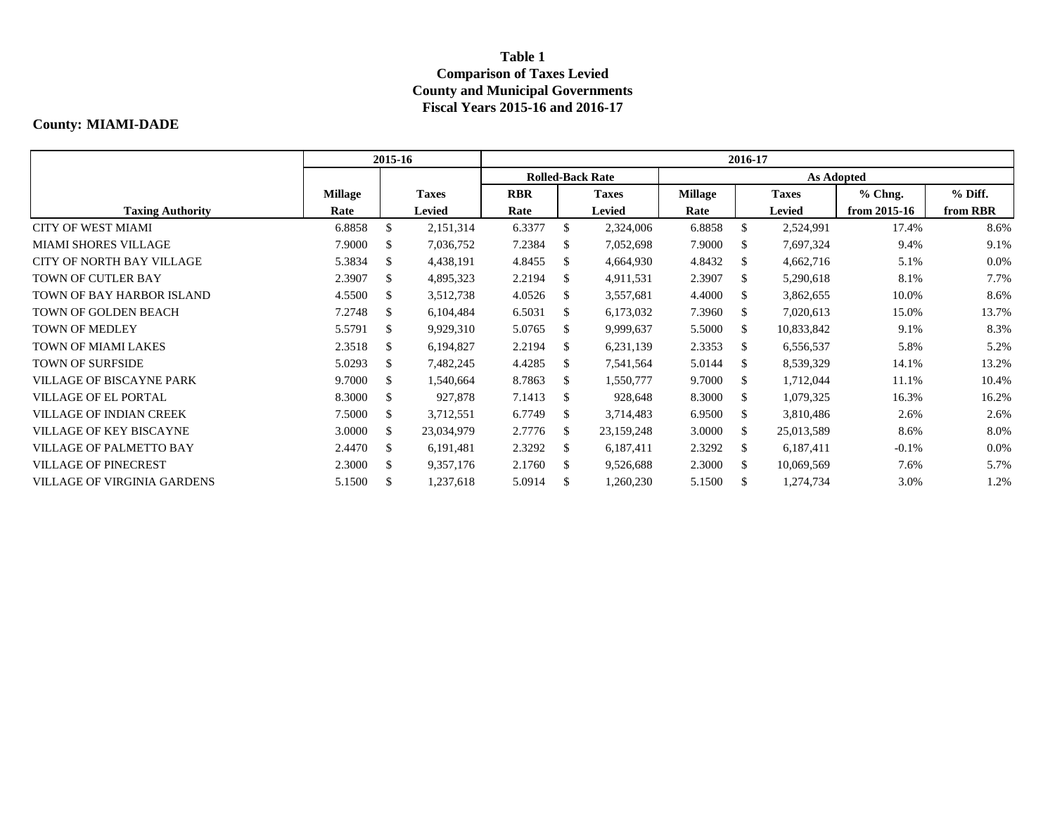**Table 1**
**Comparison of Taxes Levied**
**County and Municipal Governments**
**Fiscal Years 2015-16 and 2016-17**

**County: MIAMI-DADE**

| | 2015-16 | | 2016-17 | | | | | |
|---|---|---|---|---|---|---|---|---|
| | | | Rolled-Back Rate | | As Adopted | | | |
| **Taxing Authority** | **Millage Rate** | **Taxes Levied** | **RBR Rate** | **Taxes Levied** | **Millage Rate** | **Taxes Levied** | **% Chng. from 2015-16** | **% Diff. from RBR** |
| CITY OF WEST MIAMI | 6.8858 | $ 2,151,314 | 6.3377 | $ 2,324,006 | 6.8858 | $ 2,524,991 | 17.4% | 8.6% |
| MIAMI SHORES VILLAGE | 7.9000 | $ 7,036,752 | 7.2384 | $ 7,052,698 | 7.9000 | $ 7,697,324 | 9.4% | 9.1% |
| CITY OF NORTH BAY VILLAGE | 5.3834 | $ 4,438,191 | 4.8455 | $ 4,664,930 | 4.8432 | $ 4,662,716 | 5.1% | 0.0% |
| TOWN OF CUTLER BAY | 2.3907 | $ 4,895,323 | 2.2194 | $ 4,911,531 | 2.3907 | $ 5,290,618 | 8.1% | 7.7% |
| TOWN OF BAY HARBOR ISLAND | 4.5500 | $ 3,512,738 | 4.0526 | $ 3,557,681 | 4.4000 | $ 3,862,655 | 10.0% | 8.6% |
| TOWN OF GOLDEN BEACH | 7.2748 | $ 6,104,484 | 6.5031 | $ 6,173,032 | 7.3960 | $ 7,020,613 | 15.0% | 13.7% |
| TOWN OF MEDLEY | 5.5791 | $ 9,929,310 | 5.0765 | $ 9,999,637 | 5.5000 | $ 10,833,842 | 9.1% | 8.3% |
| TOWN OF MIAMI LAKES | 2.3518 | $ 6,194,827 | 2.2194 | $ 6,231,139 | 2.3353 | $ 6,556,537 | 5.8% | 5.2% |
| TOWN OF SURFSIDE | 5.0293 | $ 7,482,245 | 4.4285 | $ 7,541,564 | 5.0144 | $ 8,539,329 | 14.1% | 13.2% |
| VILLAGE OF BISCAYNE PARK | 9.7000 | $ 1,540,664 | 8.7863 | $ 1,550,777 | 9.7000 | $ 1,712,044 | 11.1% | 10.4% |
| VILLAGE OF EL PORTAL | 8.3000 | $ 927,878 | 7.1413 | $ 928,648 | 8.3000 | $ 1,079,325 | 16.3% | 16.2% |
| VILLAGE OF INDIAN CREEK | 7.5000 | $ 3,712,551 | 6.7749 | $ 3,714,483 | 6.9500 | $ 3,810,486 | 2.6% | 2.6% |
| VILLAGE OF KEY BISCAYNE | 3.0000 | $ 23,034,979 | 2.7776 | $ 23,159,248 | 3.0000 | $ 25,013,589 | 8.6% | 8.0% |
| VILLAGE OF PALMETTO BAY | 2.4470 | $ 6,191,481 | 2.3292 | $ 6,187,411 | 2.3292 | $ 6,187,411 | -0.1% | 0.0% |
| VILLAGE OF PINECREST | 2.3000 | $ 9,357,176 | 2.1760 | $ 9,526,688 | 2.3000 | $ 10,069,569 | 7.6% | 5.7% |
| VILLAGE OF VIRGINIA GARDENS | 5.1500 | $ 1,237,618 | 5.0914 | $ 1,260,230 | 5.1500 | $ 1,274,734 | 3.0% | 1.2% |